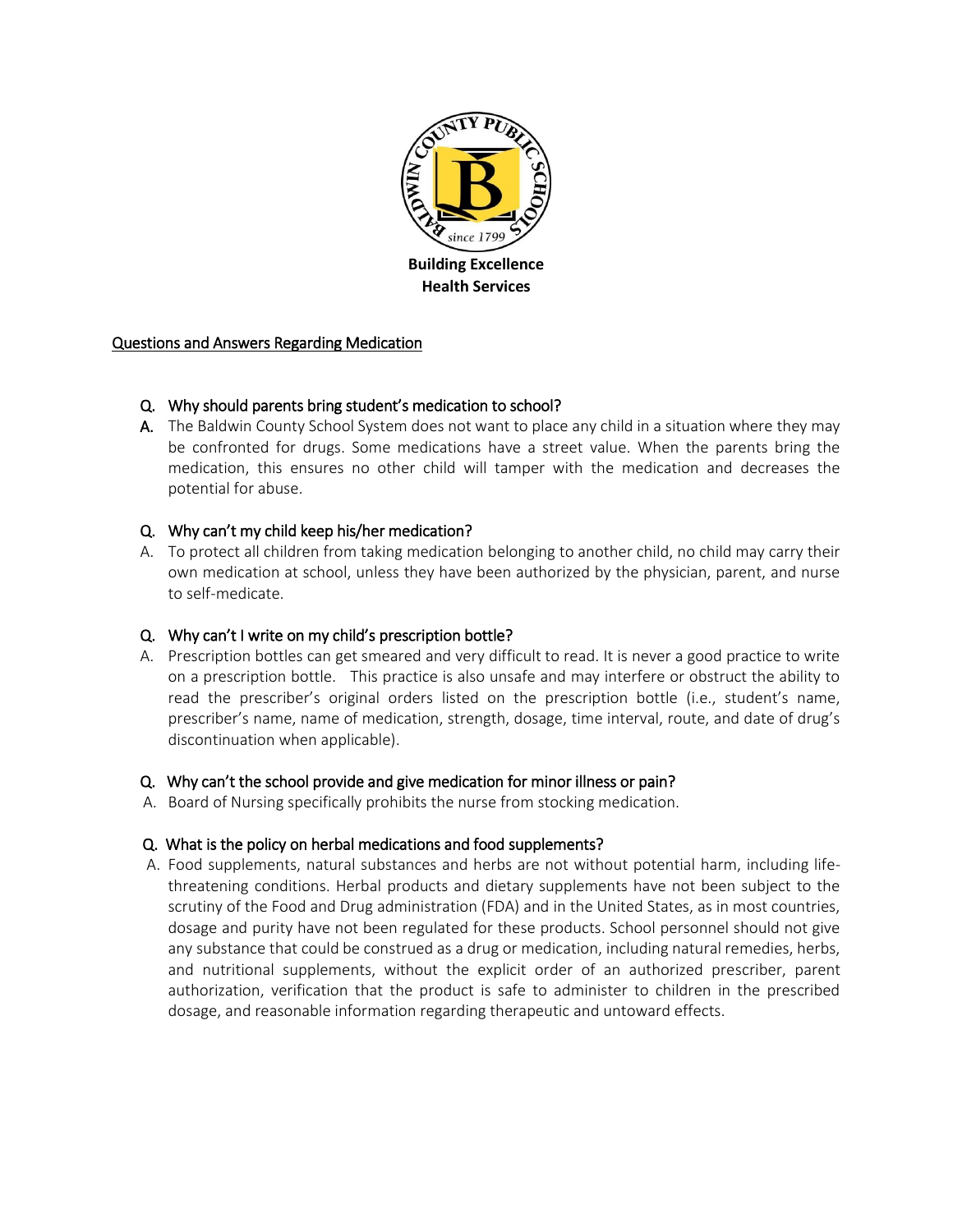**Building Excellence**
**Health Services**

## Questions and Answers Regarding Medication

**Q. Why should parents bring student's medication to school?**

**A.** The Baldwin County School System does not want to place any child in a situation where they may be confronted for drugs. Some medications have a street value. When the parents bring the medication, this ensures no other child will tamper with the medication and decreases the potential for abuse.

**Q. Why can't my child keep his/her medication?**

A. To protect all children from taking medication belonging to another child, no child may carry their own medication at school, unless they have been authorized by the physician, parent, and nurse to self-medicate.

**Q. Why can't I write on my child's prescription bottle?**

A. Prescription bottles can get smeared and very difficult to read. It is never a good practice to write on a prescription bottle. This practice is also unsafe and may interfere or obstruct the ability to read the prescriber's original orders listed on the prescription bottle (i.e., student's name, prescriber's name, name of medication, strength, dosage, time interval, route, and date of drug's discontinuation when applicable).

**Q. Why can't the school provide and give medication for minor illness or pain?**

A. Board of Nursing specifically prohibits the nurse from stocking medication.

**Q. What is the policy on herbal medications and food supplements?**

A. Food supplements, natural substances and herbs are not without potential harm, including life-threatening conditions. Herbal products and dietary supplements have not been subject to the scrutiny of the Food and Drug administration (FDA) and in the United States, as in most countries, dosage and purity have not been regulated for these products. School personnel should not give any substance that could be construed as a drug or medication, including natural remedies, herbs, and nutritional supplements, without the explicit order of an authorized prescriber, parent authorization, verification that the product is safe to administer to children in the prescribed dosage, and reasonable information regarding therapeutic and untoward effects.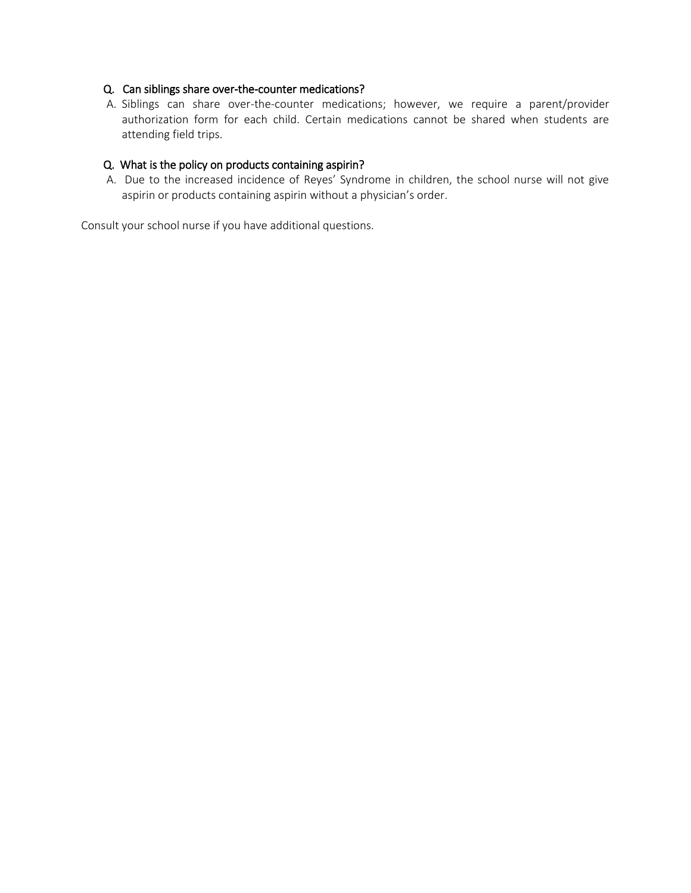**Q. Can siblings share over-the-counter medications?**

A. Siblings can share over-the-counter medications; however, we require a parent/provider authorization form for each child. Certain medications cannot be shared when students are attending field trips.

**Q. What is the policy on products containing aspirin?**

A. Due to the increased incidence of Reyes' Syndrome in children, the school nurse will not give aspirin or products containing aspirin without a physician's order.

Consult your school nurse if you have additional questions.